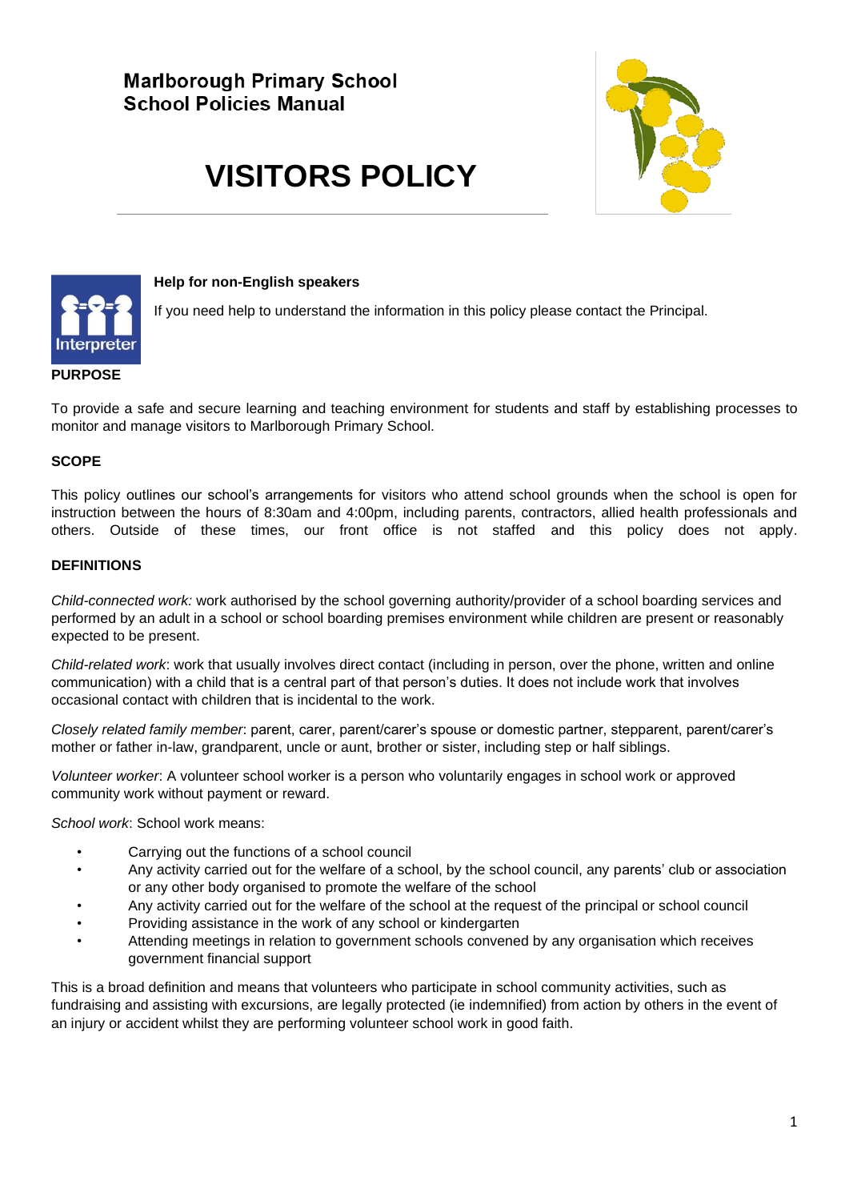Marlborough Primary School
School Policies Manual

# VISITORS POLICY

**Help for non-English speakers**

If you need help to understand the information in this policy please contact the Principal.

## PURPOSE

To provide a safe and secure learning and teaching environment for students and staff by establishing processes to monitor and manage visitors to Marlborough Primary School.

## SCOPE

This policy outlines our school's arrangements for visitors who attend school grounds when the school is open for instruction between the hours of 8:30am and 4:00pm, including parents, contractors, allied health professionals and others. Outside of these times, our front office is not staffed and this policy does not apply.

## DEFINITIONS

*Child-connected work:* work authorised by the school governing authority/provider of a school boarding services and performed by an adult in a school or school boarding premises environment while children are present or reasonably expected to be present.

*Child-related work*: work that usually involves direct contact (including in person, over the phone, written and online communication) with a child that is a central part of that person's duties. It does not include work that involves occasional contact with children that is incidental to the work.

*Closely related family member*: parent, carer, parent/carer's spouse or domestic partner, stepparent, parent/carer's mother or father in-law, grandparent, uncle or aunt, brother or sister, including step or half siblings.

*Volunteer worker*: A volunteer school worker is a person who voluntarily engages in school work or approved community work without payment or reward.

*School work*: School work means:

- Carrying out the functions of a school council
- Any activity carried out for the welfare of a school, by the school council, any parents' club or association or any other body organised to promote the welfare of the school
- Any activity carried out for the welfare of the school at the request of the principal or school council
- Providing assistance in the work of any school or kindergarten
- Attending meetings in relation to government schools convened by any organisation which receives government financial support

This is a broad definition and means that volunteers who participate in school community activities, such as fundraising and assisting with excursions, are legally protected (ie indemnified) from action by others in the event of an injury or accident whilst they are performing volunteer school work in good faith.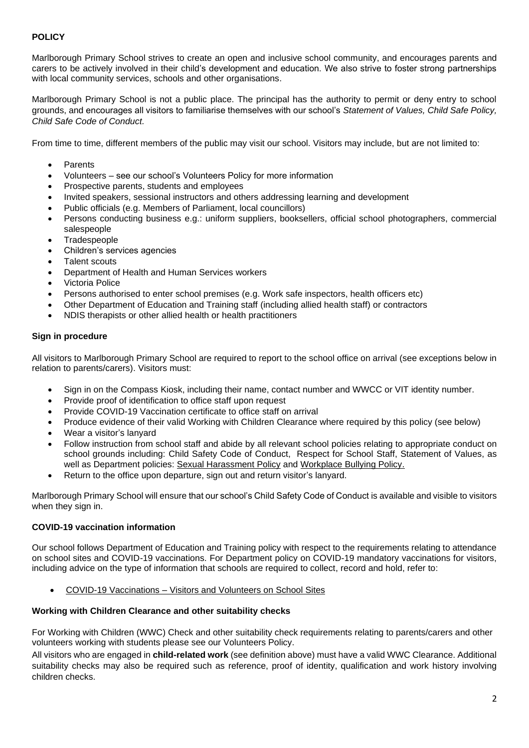**POLICY**

Marlborough Primary School strives to create an open and inclusive school community, and encourages parents and carers to be actively involved in their child's development and education. We also strive to foster strong partnerships with local community services, schools and other organisations.

Marlborough Primary School is not a public place. The principal has the authority to permit or deny entry to school grounds, and encourages all visitors to familiarise themselves with our school's *Statement of Values, Child Safe Policy, Child Safe Code of Conduct.*

From time to time, different members of the public may visit our school. Visitors may include, but are not limited to:

- Parents
- Volunteers – see our school's Volunteers Policy for more information
- Prospective parents, students and employees
- Invited speakers, sessional instructors and others addressing learning and development
- Public officials (e.g. Members of Parliament, local councillors)
- Persons conducting business e.g.: uniform suppliers, booksellers, official school photographers, commercial salespeople
- Tradespeople
- Children's services agencies
- Talent scouts
- Department of Health and Human Services workers
- Victoria Police
- Persons authorised to enter school premises (e.g. Work safe inspectors, health officers etc)
- Other Department of Education and Training staff (including allied health staff) or contractors
- NDIS therapists or other allied health or health practitioners

**Sign in procedure**

All visitors to Marlborough Primary School are required to report to the school office on arrival (see exceptions below in relation to parents/carers). Visitors must:

- Sign in on the Compass Kiosk, including their name, contact number and WWCC or VIT identity number.
- Provide proof of identification to office staff upon request
- Provide COVID-19 Vaccination certificate to office staff on arrival
- Produce evidence of their valid Working with Children Clearance where required by this policy (see below)
- Wear a visitor's lanyard
- Follow instruction from school staff and abide by all relevant school policies relating to appropriate conduct on school grounds including: Child Safety Code of Conduct, Respect for School Staff, Statement of Values, as well as Department policies: Sexual Harassment Policy and Workplace Bullying Policy.
- Return to the office upon departure, sign out and return visitor's lanyard.

Marlborough Primary School will ensure that our school's Child Safety Code of Conduct is available and visible to visitors when they sign in.

**COVID-19 vaccination information**

Our school follows Department of Education and Training policy with respect to the requirements relating to attendance on school sites and COVID-19 vaccinations. For Department policy on COVID-19 mandatory vaccinations for visitors, including advice on the type of information that schools are required to collect, record and hold, refer to:

- COVID-19 Vaccinations – Visitors and Volunteers on School Sites

**Working with Children Clearance and other suitability checks**

For Working with Children (WWC) Check and other suitability check requirements relating to parents/carers and other volunteers working with students please see our Volunteers Policy.

All visitors who are engaged in **child-related work** (see definition above) must have a valid WWC Clearance. Additional suitability checks may also be required such as reference, proof of identity, qualification and work history involving children checks.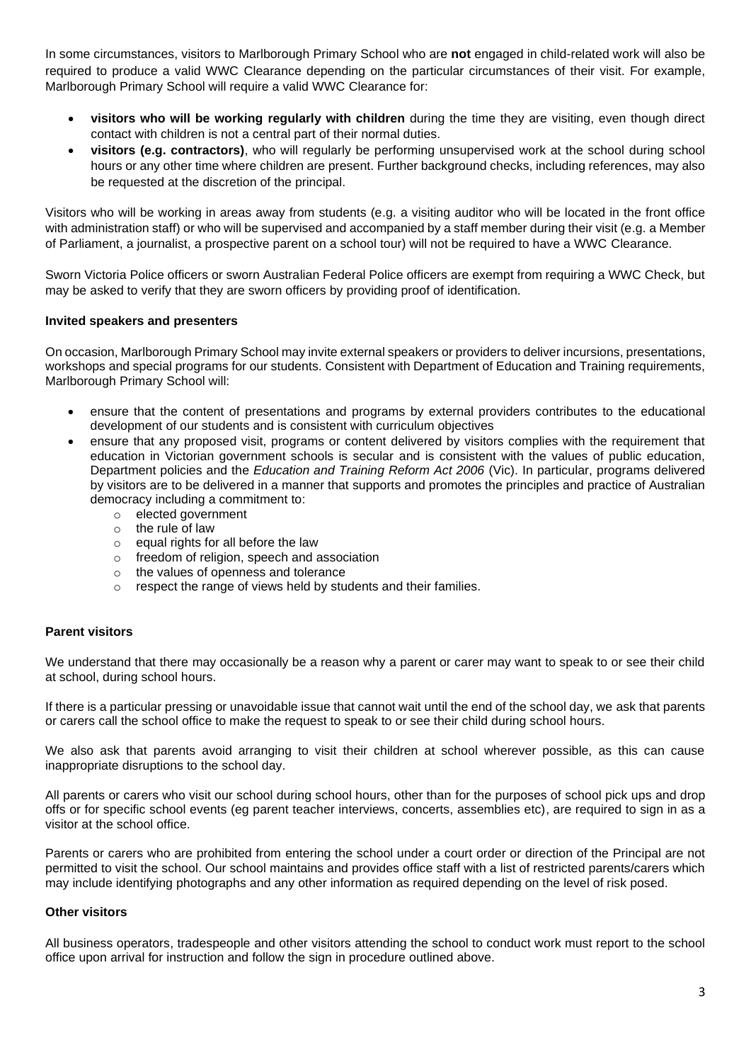In some circumstances, visitors to Marlborough Primary School who are **not** engaged in child-related work will also be required to produce a valid WWC Clearance depending on the particular circumstances of their visit. For example, Marlborough Primary School will require a valid WWC Clearance for:

- **visitors who will be working regularly with children** during the time they are visiting, even though direct contact with children is not a central part of their normal duties.
- **visitors (e.g. contractors)**, who will regularly be performing unsupervised work at the school during school hours or any other time where children are present. Further background checks, including references, may also be requested at the discretion of the principal.

Visitors who will be working in areas away from students (e.g. a visiting auditor who will be located in the front office with administration staff) or who will be supervised and accompanied by a staff member during their visit (e.g. a Member of Parliament, a journalist, a prospective parent on a school tour) will not be required to have a WWC Clearance.

Sworn Victoria Police officers or sworn Australian Federal Police officers are exempt from requiring a WWC Check, but may be asked to verify that they are sworn officers by providing proof of identification.

**Invited speakers and presenters**

On occasion, Marlborough Primary School may invite external speakers or providers to deliver incursions, presentations, workshops and special programs for our students. Consistent with Department of Education and Training requirements, Marlborough Primary School will:

- ensure that the content of presentations and programs by external providers contributes to the educational development of our students and is consistent with curriculum objectives
- ensure that any proposed visit, programs or content delivered by visitors complies with the requirement that education in Victorian government schools is secular and is consistent with the values of public education, Department policies and the *Education and Training Reform Act 2006* (Vic). In particular, programs delivered by visitors are to be delivered in a manner that supports and promotes the principles and practice of Australian democracy including a commitment to:
  - elected government
  - the rule of law
  - equal rights for all before the law
  - freedom of religion, speech and association
  - the values of openness and tolerance
  - respect the range of views held by students and their families.

**Parent visitors**

We understand that there may occasionally be a reason why a parent or carer may want to speak to or see their child at school, during school hours.

If there is a particular pressing or unavoidable issue that cannot wait until the end of the school day, we ask that parents or carers call the school office to make the request to speak to or see their child during school hours.

We also ask that parents avoid arranging to visit their children at school wherever possible, as this can cause inappropriate disruptions to the school day.

All parents or carers who visit our school during school hours, other than for the purposes of school pick ups and drop offs or for specific school events (eg parent teacher interviews, concerts, assemblies etc), are required to sign in as a visitor at the school office.

Parents or carers who are prohibited from entering the school under a court order or direction of the Principal are not permitted to visit the school. Our school maintains and provides office staff with a list of restricted parents/carers which may include identifying photographs and any other information as required depending on the level of risk posed.

**Other visitors**

All business operators, tradespeople and other visitors attending the school to conduct work must report to the school office upon arrival for instruction and follow the sign in procedure outlined above.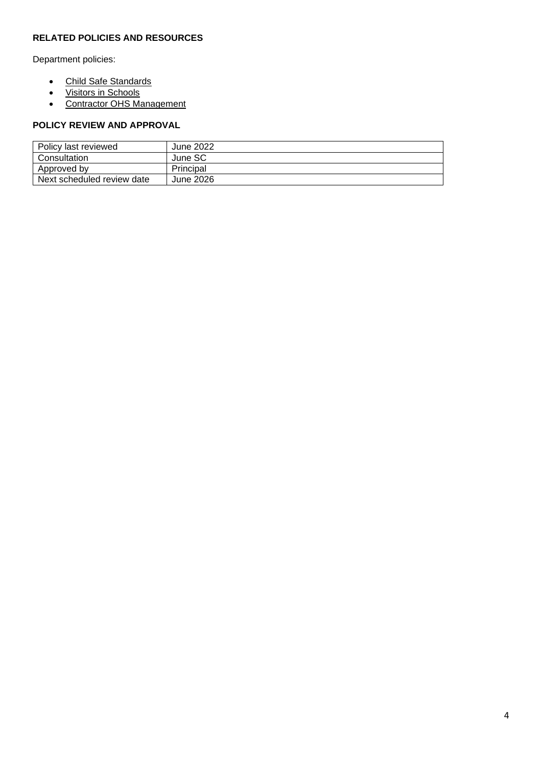**RELATED POLICIES AND RESOURCES**

Department policies:

- Child Safe Standards
- Visitors in Schools
- Contractor OHS Management

**POLICY REVIEW AND APPROVAL**

| | |
|---|---|
| Policy last reviewed | June 2022 |
| Consultation | June SC |
| Approved by | Principal |
| Next scheduled review date | June 2026 |